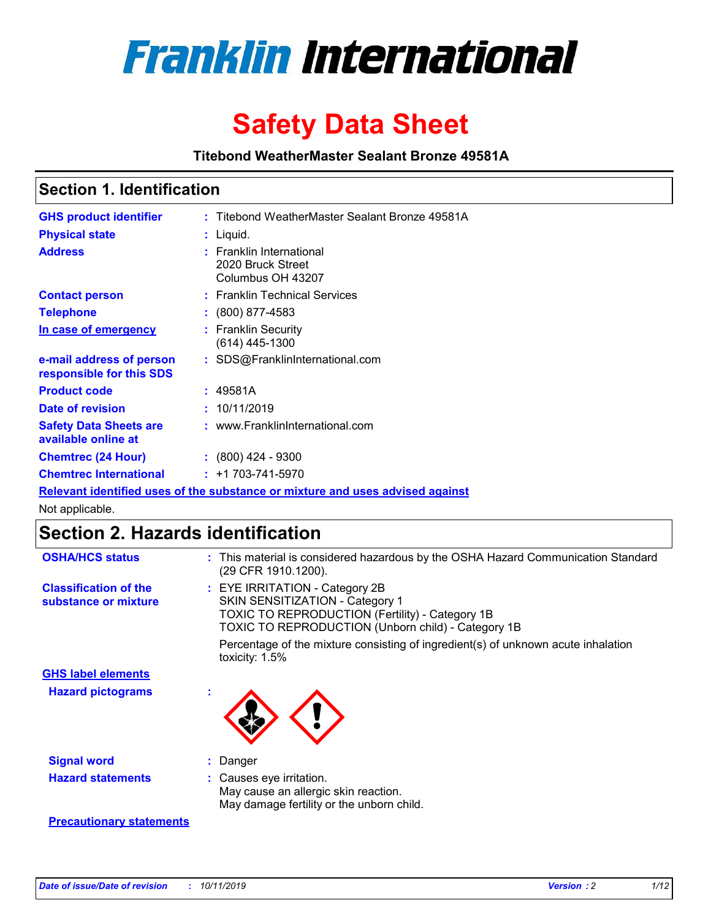# Franklin International

# Safety Data Sheet

**Titebond WeatherMaster Sealant Bronze 49581A**

## Section 1. Identification

| | | |
|---|---|---|
| **GHS product identifier** | : | Titebond WeatherMaster Sealant Bronze 49581A |
| **Physical state** | : | Liquid. |
| **Address** | : | Franklin International<br>2020 Bruck Street<br>Columbus OH 43207 |
| **Contact person** | : | Franklin Technical Services |
| **Telephone** | : | (800) 877-4583 |
| **In case of emergency** | : | Franklin Security<br>(614) 445-1300 |
| **e-mail address of person responsible for this SDS** | : | SDS@FranklinInternational.com |
| **Product code** | : | 49581A |
| **Date of revision** | : | 10/11/2019 |
| **Safety Data Sheets are available online at** | : | www.FranklinInternational.com |
| **Chemtrec (24 Hour)** | : | (800) 424 - 9300 |
| **Chemtrec International** | : | +1 703-741-5970 |

**Relevant identified uses of the substance or mixture and uses advised against**

Not applicable.

## Section 2. Hazards identification

| | | |
|---|---|---|
| **OSHA/HCS status** | : | This material is considered hazardous by the OSHA Hazard Communication Standard (29 CFR 1910.1200). |
| **Classification of the substance or mixture** | : | EYE IRRITATION - Category 2B<br>SKIN SENSITIZATION - Category 1<br>TOXIC TO REPRODUCTION (Fertility) - Category 1B<br>TOXIC TO REPRODUCTION (Unborn child) - Category 1B<br><br>Percentage of the mixture consisting of ingredient(s) of unknown acute inhalation toxicity: 1.5% |

**GHS label elements**

| | | |
|---|---|---|
| **Hazard pictograms** | : | |
| **Signal word** | : | Danger |
| **Hazard statements** | : | Causes eye irritation.<br>May cause an allergic skin reaction.<br>May damage fertility or the unborn child. |

**Precautionary statements**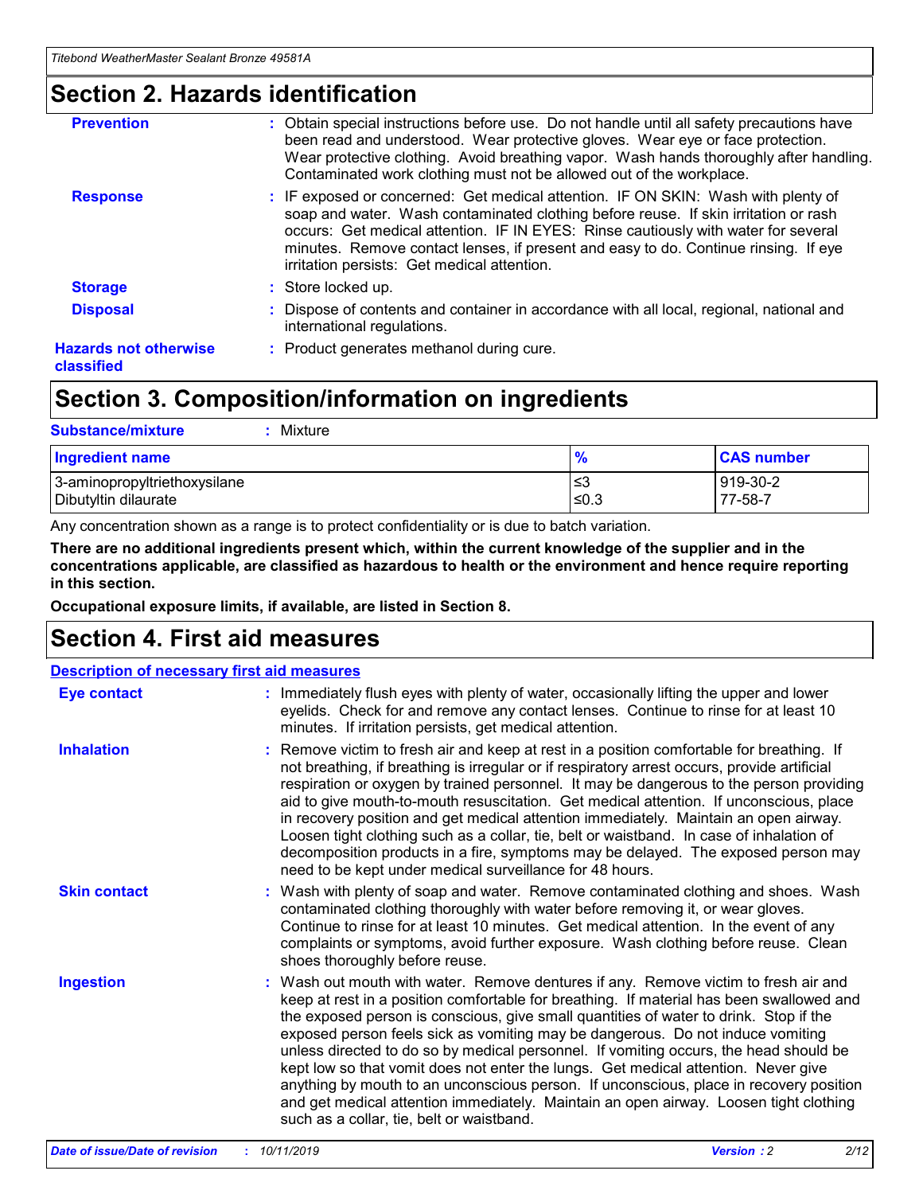## Section 2. Hazards identification

| | |
|---|---|
| **Prevention** | : Obtain special instructions before use. Do not handle until all safety precautions have been read and understood. Wear protective gloves. Wear eye or face protection. Wear protective clothing. Avoid breathing vapor. Wash hands thoroughly after handling. Contaminated work clothing must not be allowed out of the workplace. |
| **Response** | : IF exposed or concerned: Get medical attention. IF ON SKIN: Wash with plenty of soap and water. Wash contaminated clothing before reuse. If skin irritation or rash occurs: Get medical attention. IF IN EYES: Rinse cautiously with water for several minutes. Remove contact lenses, if present and easy to do. Continue rinsing. If eye irritation persists: Get medical attention. |
| **Storage** | : Store locked up. |
| **Disposal** | : Dispose of contents and container in accordance with all local, regional, national and international regulations. |
| **Hazards not otherwise classified** | : Product generates methanol during cure. |

## Section 3. Composition/information on ingredients

**Substance/mixture** : Mixture

| Ingredient name | % | CAS number |
|---|---|---|
| 3-aminopropyltriethoxysilane | ≤3 | 919-30-2 |
| Dibutyltin dilaurate | ≤0.3 | 77-58-7 |

Any concentration shown as a range is to protect confidentiality or is due to batch variation.

**There are no additional ingredients present which, within the current knowledge of the supplier and in the concentrations applicable, are classified as hazardous to health or the environment and hence require reporting in this section.**

**Occupational exposure limits, if available, are listed in Section 8.**

## Section 4. First aid measures

**Description of necessary first aid measures**

| | |
|---|---|
| **Eye contact** | : Immediately flush eyes with plenty of water, occasionally lifting the upper and lower eyelids. Check for and remove any contact lenses. Continue to rinse for at least 10 minutes. If irritation persists, get medical attention. |
| **Inhalation** | : Remove victim to fresh air and keep at rest in a position comfortable for breathing. If not breathing, if breathing is irregular or if respiratory arrest occurs, provide artificial respiration or oxygen by trained personnel. It may be dangerous to the person providing aid to give mouth-to-mouth resuscitation. Get medical attention. If unconscious, place in recovery position and get medical attention immediately. Maintain an open airway. Loosen tight clothing such as a collar, tie, belt or waistband. In case of inhalation of decomposition products in a fire, symptoms may be delayed. The exposed person may need to be kept under medical surveillance for 48 hours. |
| **Skin contact** | : Wash with plenty of soap and water. Remove contaminated clothing and shoes. Wash contaminated clothing thoroughly with water before removing it, or wear gloves. Continue to rinse for at least 10 minutes. Get medical attention. In the event of any complaints or symptoms, avoid further exposure. Wash clothing before reuse. Clean shoes thoroughly before reuse. |
| **Ingestion** | : Wash out mouth with water. Remove dentures if any. Remove victim to fresh air and keep at rest in a position comfortable for breathing. If material has been swallowed and the exposed person is conscious, give small quantities of water to drink. Stop if the exposed person feels sick as vomiting may be dangerous. Do not induce vomiting unless directed to do so by medical personnel. If vomiting occurs, the head should be kept low so that vomit does not enter the lungs. Get medical attention. Never give anything by mouth to an unconscious person. If unconscious, place in recovery position and get medical attention immediately. Maintain an open airway. Loosen tight clothing such as a collar, tie, belt or waistband. |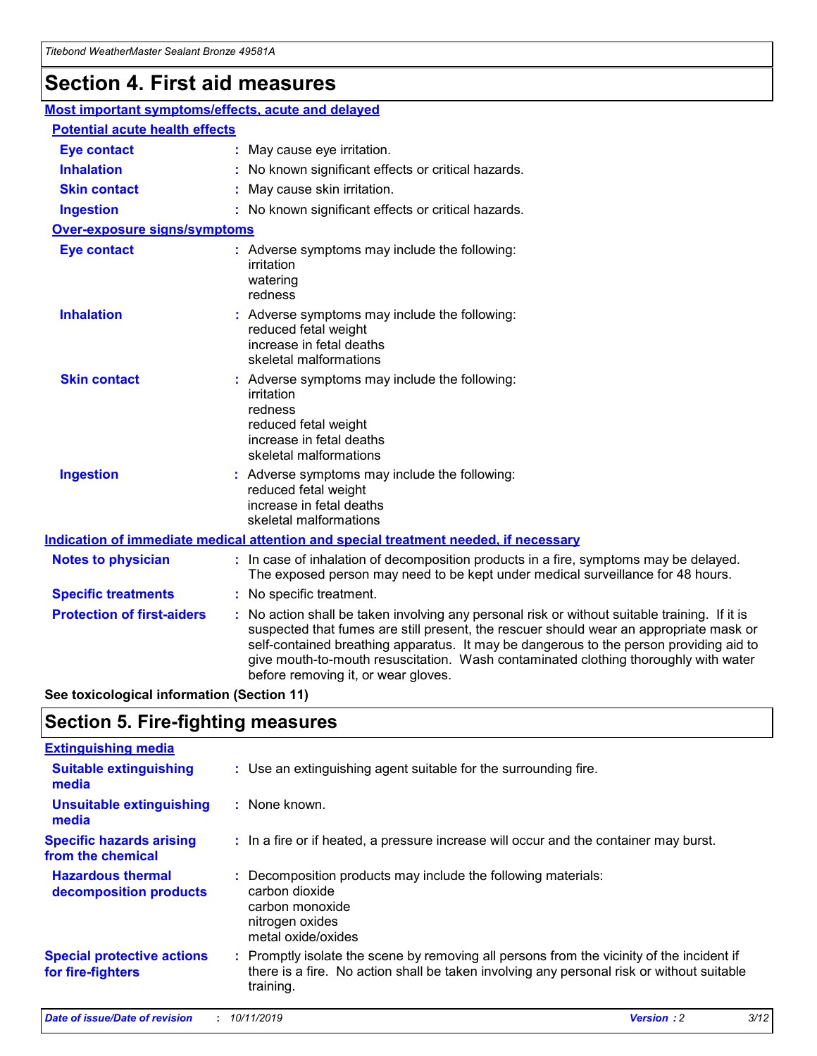# Section 4. First aid measures

## Most important symptoms/effects, acute and delayed

### Potential acute health effects

**Eye contact** : May cause eye irritation.

**Inhalation** : No known significant effects or critical hazards.

**Skin contact** : May cause skin irritation.

**Ingestion** : No known significant effects or critical hazards.

### Over-exposure signs/symptoms

**Eye contact** : Adverse symptoms may include the following:
irritation
watering
redness

**Inhalation** : Adverse symptoms may include the following:
reduced fetal weight
increase in fetal deaths
skeletal malformations

**Skin contact** : Adverse symptoms may include the following:
irritation
redness
reduced fetal weight
increase in fetal deaths
skeletal malformations

**Ingestion** : Adverse symptoms may include the following:
reduced fetal weight
increase in fetal deaths
skeletal malformations

## Indication of immediate medical attention and special treatment needed, if necessary

**Notes to physician** : In case of inhalation of decomposition products in a fire, symptoms may be delayed. The exposed person may need to be kept under medical surveillance for 48 hours.

**Specific treatments** : No specific treatment.

**Protection of first-aiders** : No action shall be taken involving any personal risk or without suitable training. If it is suspected that fumes are still present, the rescuer should wear an appropriate mask or self-contained breathing apparatus. It may be dangerous to the person providing aid to give mouth-to-mouth resuscitation. Wash contaminated clothing thoroughly with water before removing it, or wear gloves.

**See toxicological information (Section 11)**

# Section 5. Fire-fighting measures

## Extinguishing media

**Suitable extinguishing media** : Use an extinguishing agent suitable for the surrounding fire.

**Unsuitable extinguishing media** : None known.

**Specific hazards arising from the chemical** : In a fire or if heated, a pressure increase will occur and the container may burst.

**Hazardous thermal decomposition products** : Decomposition products may include the following materials:
carbon dioxide
carbon monoxide
nitrogen oxides
metal oxide/oxides

**Special protective actions for fire-fighters** : Promptly isolate the scene by removing all persons from the vicinity of the incident if there is a fire. No action shall be taken involving any personal risk or without suitable training.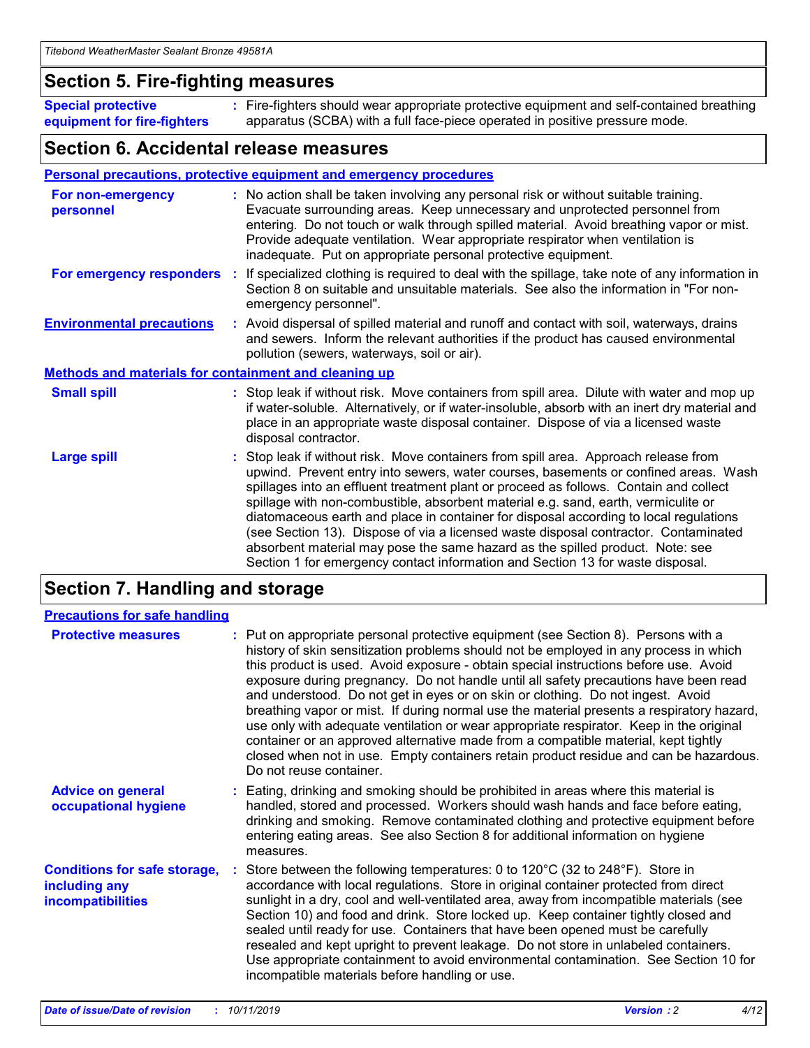## Section 5. Fire-fighting measures

**Special protective equipment for fire-fighters** : Fire-fighters should wear appropriate protective equipment and self-contained breathing apparatus (SCBA) with a full face-piece operated in positive pressure mode.

## Section 6. Accidental release measures

### Personal precautions, protective equipment and emergency procedures

**For non-emergency personnel** : No action shall be taken involving any personal risk or without suitable training. Evacuate surrounding areas. Keep unnecessary and unprotected personnel from entering. Do not touch or walk through spilled material. Avoid breathing vapor or mist. Provide adequate ventilation. Wear appropriate respirator when ventilation is inadequate. Put on appropriate personal protective equipment.

**For emergency responders** : If specialized clothing is required to deal with the spillage, take note of any information in Section 8 on suitable and unsuitable materials. See also the information in "For non-emergency personnel".

**Environmental precautions** : Avoid dispersal of spilled material and runoff and contact with soil, waterways, drains and sewers. Inform the relevant authorities if the product has caused environmental pollution (sewers, waterways, soil or air).

### Methods and materials for containment and cleaning up

**Small spill** : Stop leak if without risk. Move containers from spill area. Dilute with water and mop up if water-soluble. Alternatively, or if water-insoluble, absorb with an inert dry material and place in an appropriate waste disposal container. Dispose of via a licensed waste disposal contractor.

**Large spill** : Stop leak if without risk. Move containers from spill area. Approach release from upwind. Prevent entry into sewers, water courses, basements or confined areas. Wash spillages into an effluent treatment plant or proceed as follows. Contain and collect spillage with non-combustible, absorbent material e.g. sand, earth, vermiculite or diatomaceous earth and place in container for disposal according to local regulations (see Section 13). Dispose of via a licensed waste disposal contractor. Contaminated absorbent material may pose the same hazard as the spilled product. Note: see Section 1 for emergency contact information and Section 13 for waste disposal.

## Section 7. Handling and storage

### Precautions for safe handling

**Protective measures** : Put on appropriate personal protective equipment (see Section 8). Persons with a history of skin sensitization problems should not be employed in any process in which this product is used. Avoid exposure - obtain special instructions before use. Avoid exposure during pregnancy. Do not handle until all safety precautions have been read and understood. Do not get in eyes or on skin or clothing. Do not ingest. Avoid breathing vapor or mist. If during normal use the material presents a respiratory hazard, use only with adequate ventilation or wear appropriate respirator. Keep in the original container or an approved alternative made from a compatible material, kept tightly closed when not in use. Empty containers retain product residue and can be hazardous. Do not reuse container.

**Advice on general occupational hygiene** : Eating, drinking and smoking should be prohibited in areas where this material is handled, stored and processed. Workers should wash hands and face before eating, drinking and smoking. Remove contaminated clothing and protective equipment before entering eating areas. See also Section 8 for additional information on hygiene measures.

**Conditions for safe storage, including any incompatibilities** : Store between the following temperatures: 0 to 120°C (32 to 248°F). Store in accordance with local regulations. Store in original container protected from direct sunlight in a dry, cool and well-ventilated area, away from incompatible materials (see Section 10) and food and drink. Store locked up. Keep container tightly closed and sealed until ready for use. Containers that have been opened must be carefully resealed and kept upright to prevent leakage. Do not store in unlabeled containers. Use appropriate containment to avoid environmental contamination. See Section 10 for incompatible materials before handling or use.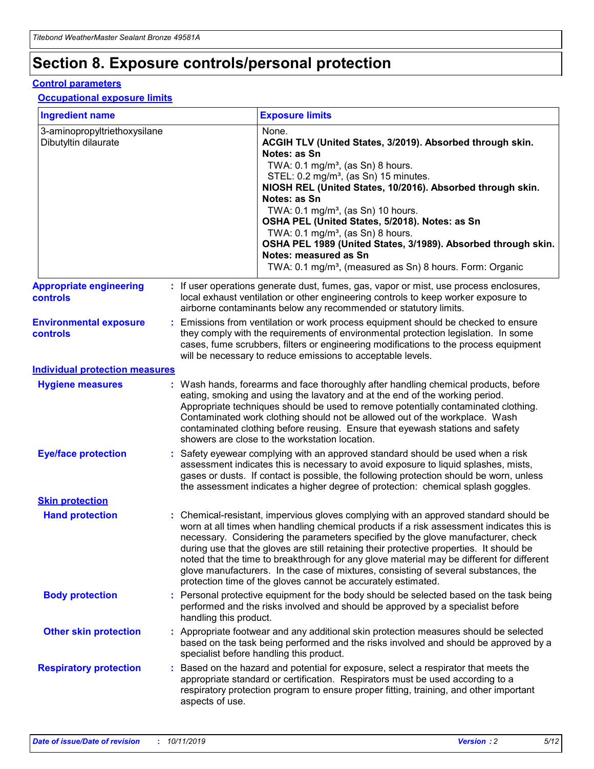# Section 8. Exposure controls/personal protection

## Control parameters

### Occupational exposure limits

| Ingredient name | Exposure limits |
|---|---|
| 3-aminopropyltriethoxysilane<br>Dibutyltin dilaurate | None.<br>**ACGIH TLV (United States, 3/2019). Absorbed through skin. Notes: as Sn**<br>TWA: 0.1 mg/m³, (as Sn) 8 hours.<br>STEL: 0.2 mg/m³, (as Sn) 15 minutes.<br>**NIOSH REL (United States, 10/2016). Absorbed through skin. Notes: as Sn**<br>TWA: 0.1 mg/m³, (as Sn) 10 hours.<br>**OSHA PEL (United States, 5/2018). Notes: as Sn**<br>TWA: 0.1 mg/m³, (as Sn) 8 hours.<br>**OSHA PEL 1989 (United States, 3/1989). Absorbed through skin. Notes: measured as Sn**<br>TWA: 0.1 mg/m³, (measured as Sn) 8 hours. Form: Organic |

**Appropriate engineering controls** : If user operations generate dust, fumes, gas, vapor or mist, use process enclosures, local exhaust ventilation or other engineering controls to keep worker exposure to airborne contaminants below any recommended or statutory limits.

**Environmental exposure controls** : Emissions from ventilation or work process equipment should be checked to ensure they comply with the requirements of environmental protection legislation. In some cases, fume scrubbers, filters or engineering modifications to the process equipment will be necessary to reduce emissions to acceptable levels.

## Individual protection measures

**Hygiene measures** : Wash hands, forearms and face thoroughly after handling chemical products, before eating, smoking and using the lavatory and at the end of the working period. Appropriate techniques should be used to remove potentially contaminated clothing. Contaminated work clothing should not be allowed out of the workplace. Wash contaminated clothing before reusing. Ensure that eyewash stations and safety showers are close to the workstation location.

**Eye/face protection** : Safety eyewear complying with an approved standard should be used when a risk assessment indicates this is necessary to avoid exposure to liquid splashes, mists, gases or dusts. If contact is possible, the following protection should be worn, unless the assessment indicates a higher degree of protection: chemical splash goggles.

### Skin protection

**Hand protection** : Chemical-resistant, impervious gloves complying with an approved standard should be worn at all times when handling chemical products if a risk assessment indicates this is necessary. Considering the parameters specified by the glove manufacturer, check during use that the gloves are still retaining their protective properties. It should be noted that the time to breakthrough for any glove material may be different for different glove manufacturers. In the case of mixtures, consisting of several substances, the protection time of the gloves cannot be accurately estimated.

**Body protection** : Personal protective equipment for the body should be selected based on the task being performed and the risks involved and should be approved by a specialist before handling this product.

**Other skin protection** : Appropriate footwear and any additional skin protection measures should be selected based on the task being performed and the risks involved and should be approved by a specialist before handling this product.

**Respiratory protection** : Based on the hazard and potential for exposure, select a respirator that meets the appropriate standard or certification. Respirators must be used according to a respiratory protection program to ensure proper fitting, training, and other important aspects of use.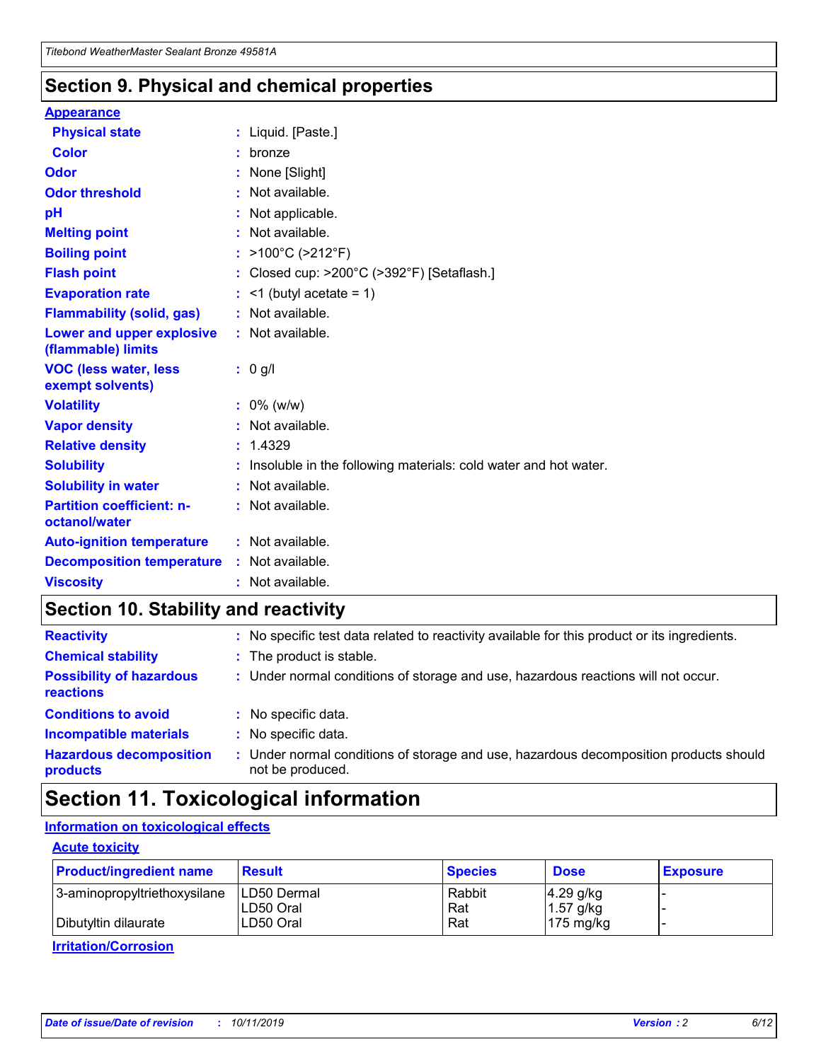## Section 9. Physical and chemical properties

### Appearance

| | |
|---|---|
| **Physical state** | : Liquid. [Paste.] |
| **Color** | : bronze |
| **Odor** | : None [Slight] |
| **Odor threshold** | : Not available. |
| **pH** | : Not applicable. |
| **Melting point** | : Not available. |
| **Boiling point** | : >100°C (>212°F) |
| **Flash point** | : Closed cup: >200°C (>392°F) [Setaflash.] |
| **Evaporation rate** | : <1 (butyl acetate = 1) |
| **Flammability (solid, gas)** | : Not available. |
| **Lower and upper explosive (flammable) limits** | : Not available. |
| **VOC (less water, less exempt solvents)** | : 0 g/l |
| **Volatility** | : 0% (w/w) |
| **Vapor density** | : Not available. |
| **Relative density** | : 1.4329 |
| **Solubility** | : Insoluble in the following materials: cold water and hot water. |
| **Solubility in water** | : Not available. |
| **Partition coefficient: n-octanol/water** | : Not available. |
| **Auto-ignition temperature** | : Not available. |
| **Decomposition temperature** | : Not available. |
| **Viscosity** | : Not available. |

## Section 10. Stability and reactivity

| | |
|---|---|
| **Reactivity** | : No specific test data related to reactivity available for this product or its ingredients. |
| **Chemical stability** | : The product is stable. |
| **Possibility of hazardous reactions** | : Under normal conditions of storage and use, hazardous reactions will not occur. |
| **Conditions to avoid** | : No specific data. |
| **Incompatible materials** | : No specific data. |
| **Hazardous decomposition products** | : Under normal conditions of storage and use, hazardous decomposition products should not be produced. |

## Section 11. Toxicological information

### Information on toxicological effects

#### Acute toxicity

| Product/ingredient name | Result | Species | Dose | Exposure |
|---|---|---|---|---|
| 3-aminopropyltriethoxysilane | LD50 Dermal | Rabbit | 4.29 g/kg | - |
| | LD50 Oral | Rat | 1.57 g/kg | - |
| Dibutyltin dilaurate | LD50 Oral | Rat | 175 mg/kg | - |

#### Irritation/Corrosion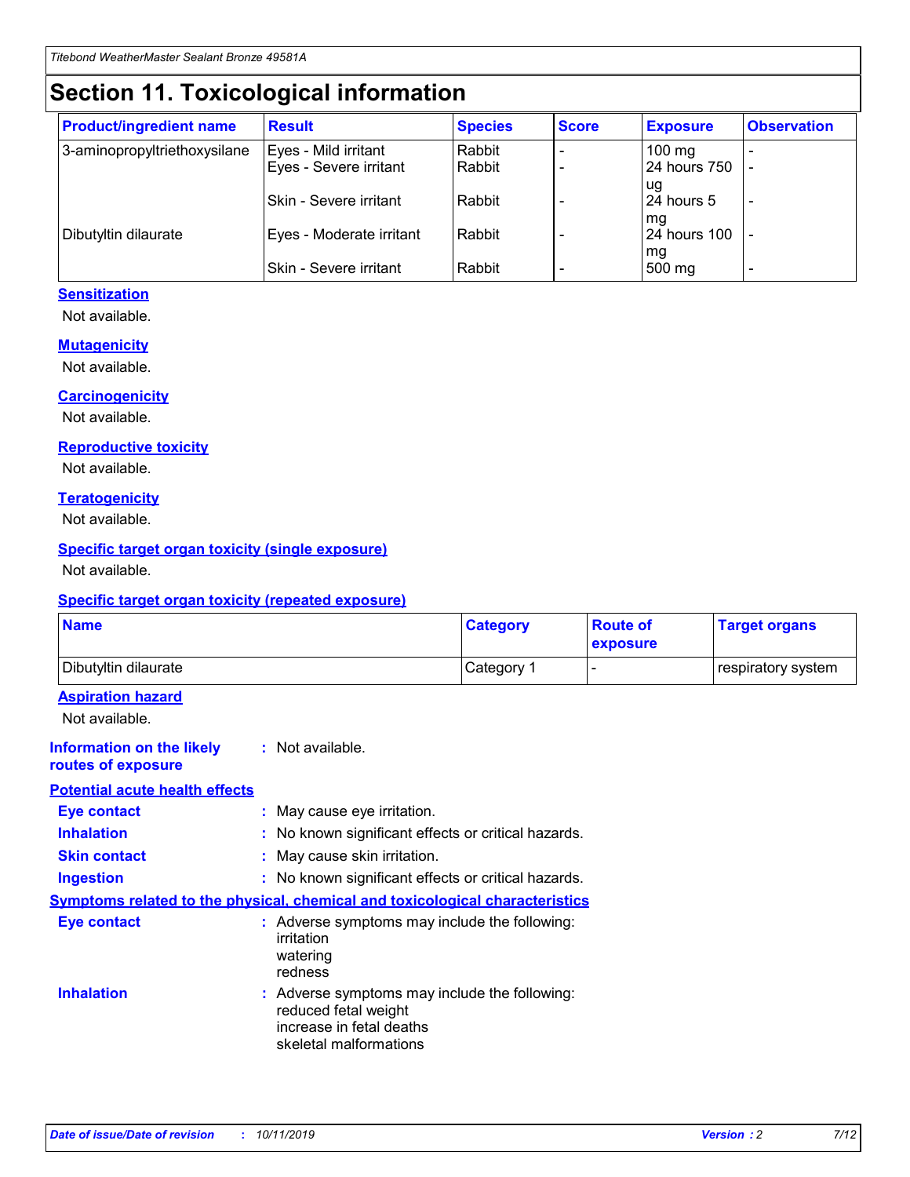# Section 11. Toxicological information

| Product/ingredient name | Result | Species | Score | Exposure | Observation |
|---|---|---|---|---|---|
| 3-aminopropyltriethoxysilane | Eyes - Mild irritant | Rabbit | - | 100 mg | - |
| | Eyes - Severe irritant | Rabbit | - | 24 hours 750 ug | - |
| | Skin - Severe irritant | Rabbit | - | 24 hours 5 mg | - |
| Dibutyltin dilaurate | Eyes - Moderate irritant | Rabbit | - | 24 hours 100 mg | - |
| | Skin - Severe irritant | Rabbit | - | 500 mg | - |

### Sensitization

Not available.

### Mutagenicity

Not available.

### Carcinogenicity

Not available.

### Reproductive toxicity

Not available.

### Teratogenicity

Not available.

### Specific target organ toxicity (single exposure)

Not available.

### Specific target organ toxicity (repeated exposure)

| Name | Category | Route of exposure | Target organs |
|---|---|---|---|
| Dibutyltin dilaurate | Category 1 | - | respiratory system |

### Aspiration hazard

Not available.

**Information on the likely routes of exposure** : Not available.

### Potential acute health effects

**Eye contact** : May cause eye irritation.

**Inhalation** : No known significant effects or critical hazards.

**Skin contact** : May cause skin irritation.

**Ingestion** : No known significant effects or critical hazards.

### Symptoms related to the physical, chemical and toxicological characteristics

**Eye contact** : Adverse symptoms may include the following:
irritation
watering
redness

**Inhalation** : Adverse symptoms may include the following:
reduced fetal weight
increase in fetal deaths
skeletal malformations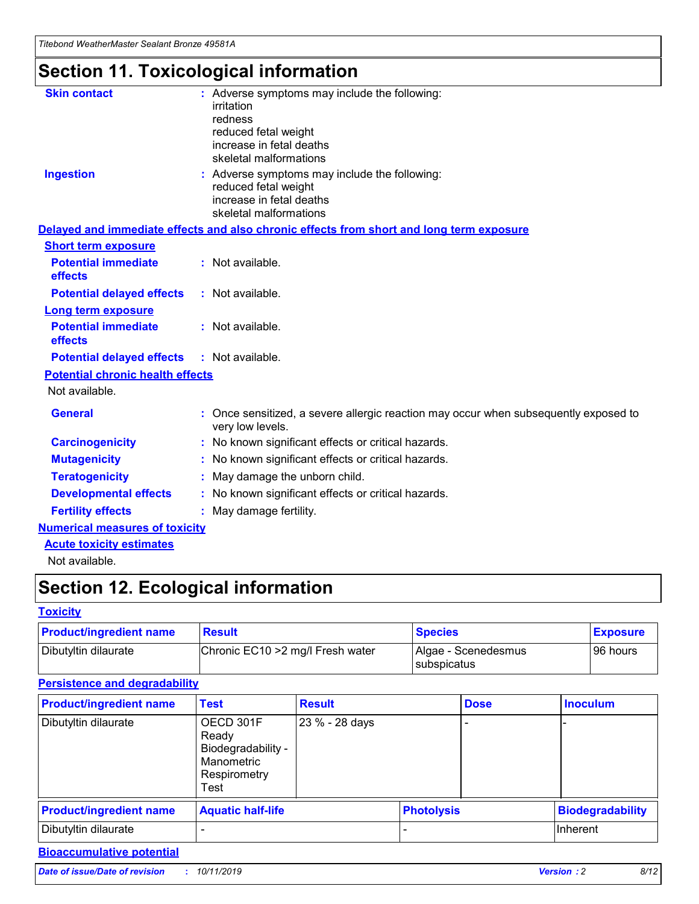# Section 11. Toxicological information

**Skin contact** : Adverse symptoms may include the following:
irritation
redness
reduced fetal weight
increase in fetal deaths
skeletal malformations

**Ingestion** : Adverse symptoms may include the following:
reduced fetal weight
increase in fetal deaths
skeletal malformations

**Delayed and immediate effects and also chronic effects from short and long term exposure**

**Short term exposure**

**Potential immediate effects** : Not available.

**Potential delayed effects** : Not available.

**Long term exposure**

**Potential immediate effects** : Not available.

**Potential delayed effects** : Not available.

**Potential chronic health effects**

Not available.

**General** : Once sensitized, a severe allergic reaction may occur when subsequently exposed to very low levels.

**Carcinogenicity** : No known significant effects or critical hazards.

**Mutagenicity** : No known significant effects or critical hazards.

**Teratogenicity** : May damage the unborn child.

**Developmental effects** : No known significant effects or critical hazards.

**Fertility effects** : May damage fertility.

**Numerical measures of toxicity**

**Acute toxicity estimates**

Not available.

# Section 12. Ecological information

**Toxicity**

| Product/ingredient name | Result | Species | Exposure |
|---|---|---|---|
| Dibutyltin dilaurate | Chronic EC10 >2 mg/l Fresh water | Algae - Scenedesmus subspicatus | 96 hours |

**Persistence and degradability**

| Product/ingredient name | Test | Result | Dose | Inoculum |
|---|---|---|---|---|
| Dibutyltin dilaurate | OECD 301F Ready Biodegradability - Manometric Respirometry Test | 23 % - 28 days | - | - |

| Product/ingredient name | Aquatic half-life | Photolysis | Biodegradability |
|---|---|---|---|
| Dibutyltin dilaurate | - | - | Inherent |

**Bioaccumulative potential**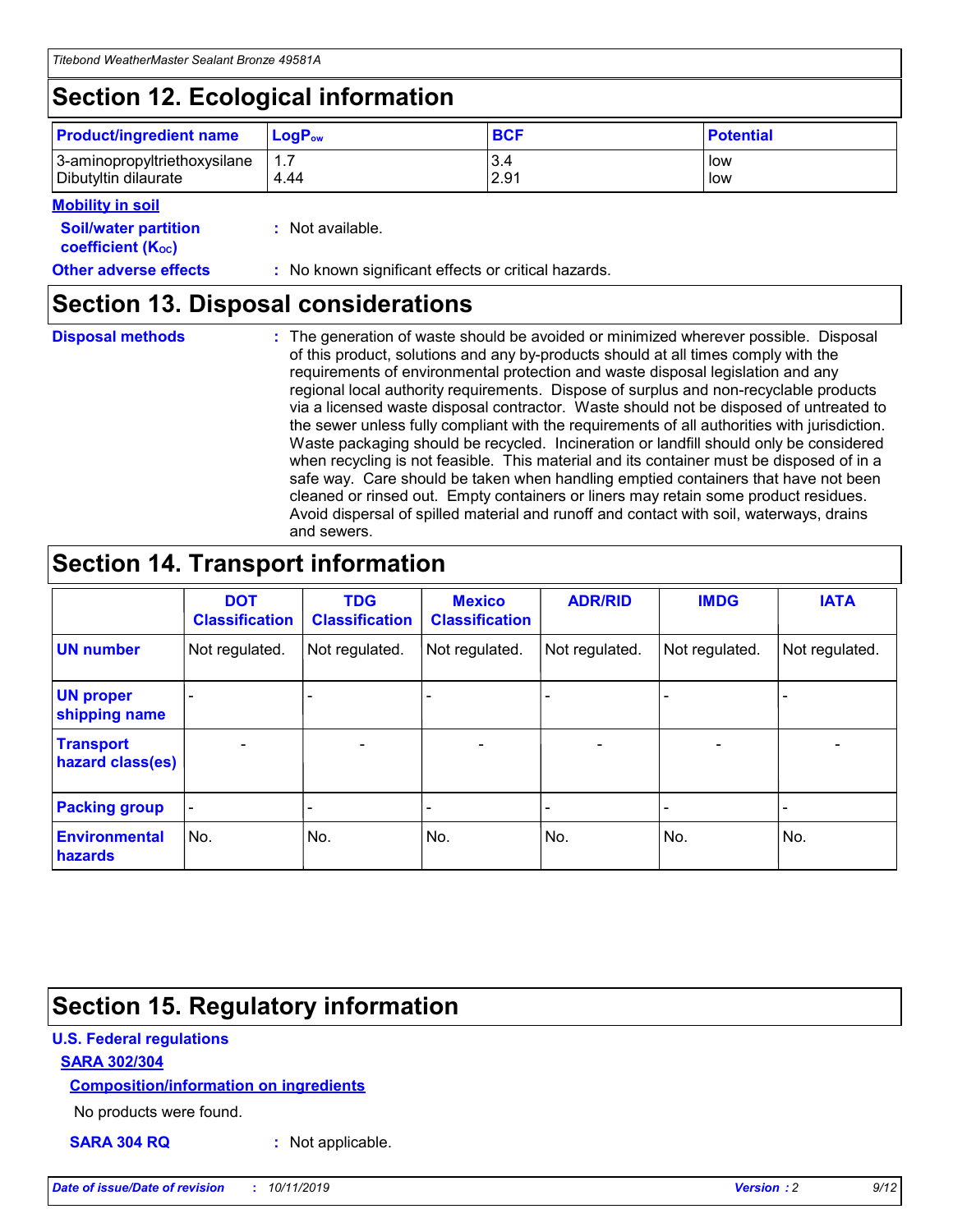## Section 12. Ecological information

| Product/ingredient name | $LogP_{ow}$ | BCF | Potential |
|---|---|---|---|
| 3-aminopropyltriethoxysilane | 1.7 | 3.4 | low |
| Dibutyltin dilaurate | 4.44 | 2.91 | low |

**Mobility in soil**

**Soil/water partition coefficient ($K_{OC}$)** : Not available.

**Other adverse effects** : No known significant effects or critical hazards.

## Section 13. Disposal considerations

**Disposal methods** : The generation of waste should be avoided or minimized wherever possible. Disposal of this product, solutions and any by-products should at all times comply with the requirements of environmental protection and waste disposal legislation and any regional local authority requirements. Dispose of surplus and non-recyclable products via a licensed waste disposal contractor. Waste should not be disposed of untreated to the sewer unless fully compliant with the requirements of all authorities with jurisdiction. Waste packaging should be recycled. Incineration or landfill should only be considered when recycling is not feasible. This material and its container must be disposed of in a safe way. Care should be taken when handling emptied containers that have not been cleaned or rinsed out. Empty containers or liners may retain some product residues. Avoid dispersal of spilled material and runoff and contact with soil, waterways, drains and sewers.

## Section 14. Transport information

| | DOT Classification | TDG Classification | Mexico Classification | ADR/RID | IMDG | IATA |
|---|---|---|---|---|---|---|
| UN number | Not regulated. | Not regulated. | Not regulated. | Not regulated. | Not regulated. | Not regulated. |
| UN proper shipping name | - | - | - | - | - | - |
| Transport hazard class(es) | - | - | - | - | - | - |
| Packing group | - | - | - | - | - | - |
| Environmental hazards | No. | No. | No. | No. | No. | No. |

## Section 15. Regulatory information

**U.S. Federal regulations**

**SARA 302/304**

**Composition/information on ingredients**

No products were found.

**SARA 304 RQ** : Not applicable.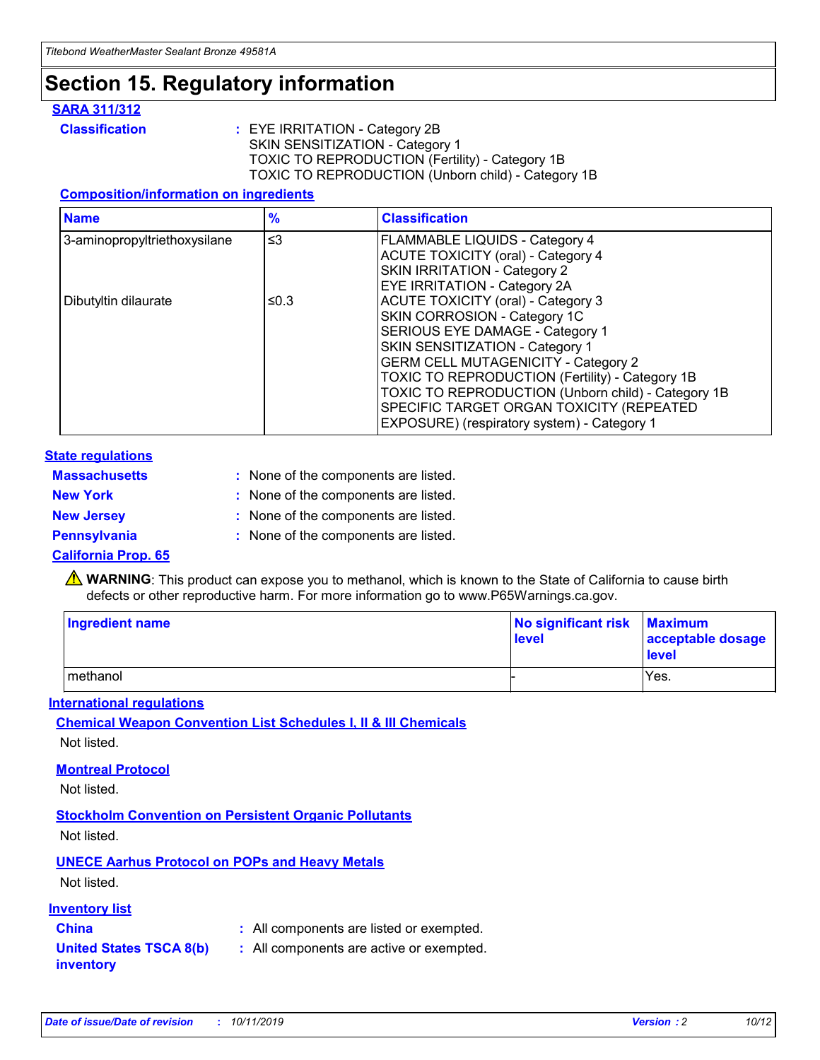# Section 15. Regulatory information

## SARA 311/312

**Classification** : EYE IRRITATION - Category 2B
SKIN SENSITIZATION - Category 1
TOXIC TO REPRODUCTION (Fertility) - Category 1B
TOXIC TO REPRODUCTION (Unborn child) - Category 1B

### Composition/information on ingredients

| Name | % | Classification |
| --- | --- | --- |
| 3-aminopropyltriethoxysilane | ≤3 | FLAMMABLE LIQUIDS - Category 4<br>ACUTE TOXICITY (oral) - Category 4<br>SKIN IRRITATION - Category 2<br>EYE IRRITATION - Category 2A |
| Dibutyltin dilaurate | ≤0.3 | ACUTE TOXICITY (oral) - Category 3<br>SKIN CORROSION - Category 1C<br>SERIOUS EYE DAMAGE - Category 1<br>SKIN SENSITIZATION - Category 1<br>GERM CELL MUTAGENICITY - Category 2<br>TOXIC TO REPRODUCTION (Fertility) - Category 1B<br>TOXIC TO REPRODUCTION (Unborn child) - Category 1B<br>SPECIFIC TARGET ORGAN TOXICITY (REPEATED EXPOSURE) (respiratory system) - Category 1 |

## State regulations

**Massachusetts** : None of the components are listed.

**New York** : None of the components are listed.

**New Jersey** : None of the components are listed.

**Pennsylvania** : None of the components are listed.

## California Prop. 65

⚠ **WARNING**: This product can expose you to methanol, which is known to the State of California to cause birth defects or other reproductive harm. For more information go to www.P65Warnings.ca.gov.

| Ingredient name | No significant risk level | Maximum acceptable dosage level |
| --- | --- | --- |
| methanol | - | Yes. |

## International regulations

### Chemical Weapon Convention List Schedules I, II & III Chemicals

Not listed.

### Montreal Protocol

Not listed.

### Stockholm Convention on Persistent Organic Pollutants

Not listed.

### UNECE Aarhus Protocol on POPs and Heavy Metals

Not listed.

## Inventory list

**China** : All components are listed or exempted.

**United States TSCA 8(b) inventory** : All components are active or exempted.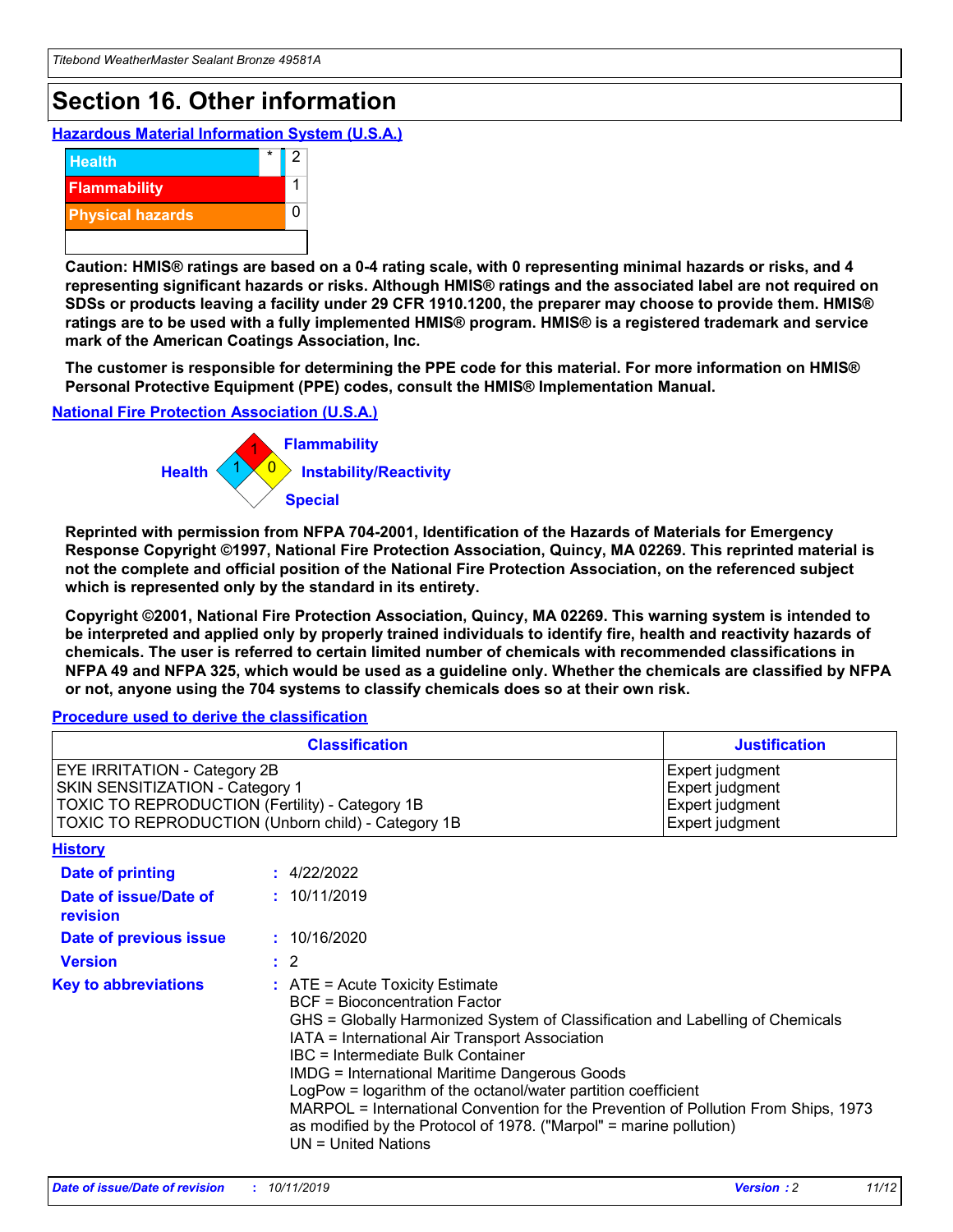# Section 16. Other information

### Hazardous Material Information System (U.S.A.)

| | | |
|---|---|---|
| Health | * | 2 |
| Flammability | | 1 |
| Physical hazards | | 0 |
| | | |

**Caution: HMIS® ratings are based on a 0-4 rating scale, with 0 representing minimal hazards or risks, and 4 representing significant hazards or risks. Although HMIS® ratings and the associated label are not required on SDSs or products leaving a facility under 29 CFR 1910.1200, the preparer may choose to provide them. HMIS® ratings are to be used with a fully implemented HMIS® program. HMIS® is a registered trademark and service mark of the American Coatings Association, Inc.**

**The customer is responsible for determining the PPE code for this material. For more information on HMIS® Personal Protective Equipment (PPE) codes, consult the HMIS® Implementation Manual.**

### National Fire Protection Association (U.S.A.)

- Health: 1
- Flammability: 1
- Instability/Reactivity: 0
- Special:

**Reprinted with permission from NFPA 704-2001, Identification of the Hazards of Materials for Emergency Response Copyright ©1997, National Fire Protection Association, Quincy, MA 02269. This reprinted material is not the complete and official position of the National Fire Protection Association, on the referenced subject which is represented only by the standard in its entirety.**

**Copyright ©2001, National Fire Protection Association, Quincy, MA 02269. This warning system is intended to be interpreted and applied only by properly trained individuals to identify fire, health and reactivity hazards of chemicals. The user is referred to certain limited number of chemicals with recommended classifications in NFPA 49 and NFPA 325, which would be used as a guideline only. Whether the chemicals are classified by NFPA or not, anyone using the 704 systems to classify chemicals does so at their own risk.**

### Procedure used to derive the classification

| Classification | Justification |
|---|---|
| EYE IRRITATION - Category 2B | Expert judgment |
| SKIN SENSITIZATION - Category 1 | Expert judgment |
| TOXIC TO REPRODUCTION (Fertility) - Category 1B | Expert judgment |
| TOXIC TO REPRODUCTION (Unborn child) - Category 1B | Expert judgment |

### History

**Date of printing** : 4/22/2022

**Date of issue/Date of revision** : 10/11/2019

**Date of previous issue** : 10/16/2020

**Version** : 2

**Key to abbreviations** :
ATE = Acute Toxicity Estimate
BCF = Bioconcentration Factor
GHS = Globally Harmonized System of Classification and Labelling of Chemicals
IATA = International Air Transport Association
IBC = Intermediate Bulk Container
IMDG = International Maritime Dangerous Goods
LogPow = logarithm of the octanol/water partition coefficient
MARPOL = International Convention for the Prevention of Pollution From Ships, 1973 as modified by the Protocol of 1978. ("Marpol" = marine pollution)
UN = United Nations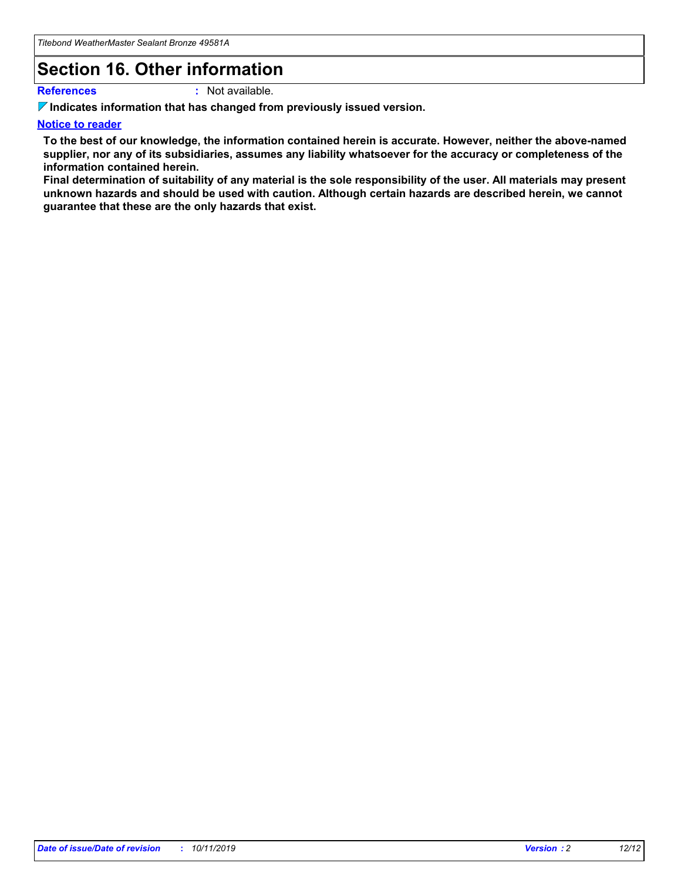# Section 16. Other information

**References** : Not available.

**Indicates information that has changed from previously issued version.**

**Notice to reader**

**To the best of our knowledge, the information contained herein is accurate. However, neither the above-named supplier, nor any of its subsidiaries, assumes any liability whatsoever for the accuracy or completeness of the information contained herein.**

**Final determination of suitability of any material is the sole responsibility of the user. All materials may present unknown hazards and should be used with caution. Although certain hazards are described herein, we cannot guarantee that these are the only hazards that exist.**